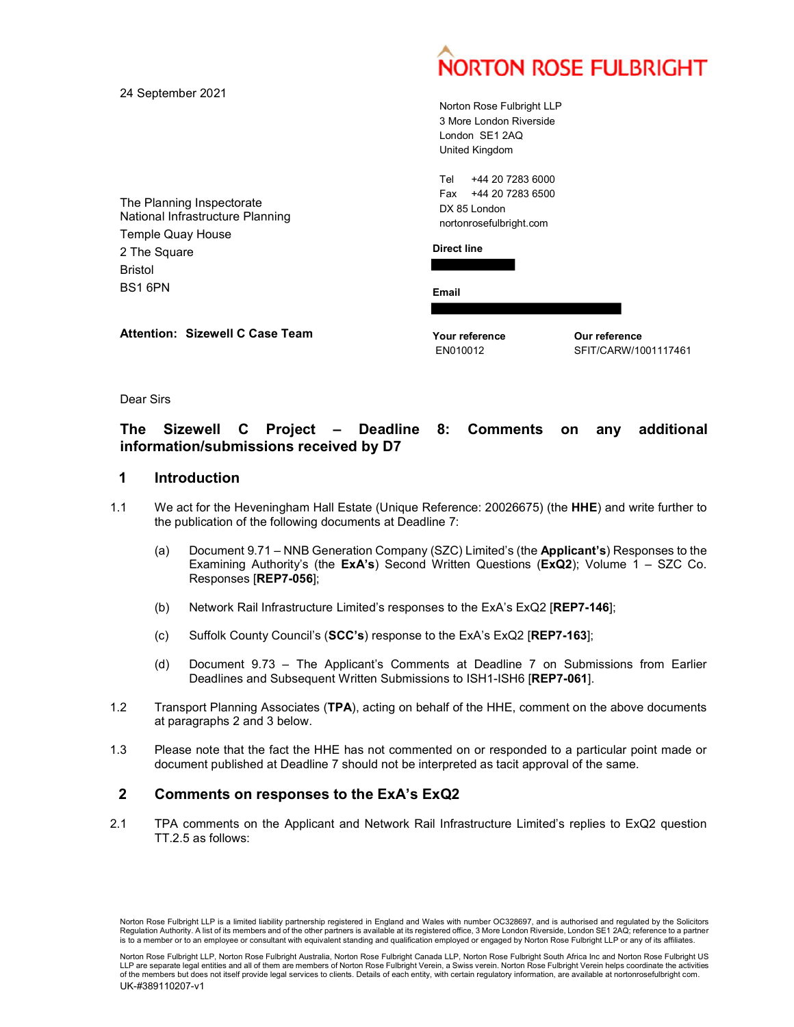NORTON ROSE FULBRIGHT

24 September 2021

Norton Rose Fulbright LLP
3 More London Riverside
London SE1 2AQ
United Kingdom

Tel +44 20 7283 6000
Fax +44 20 7283 6500
DX 85 London
nortonrosefulbright.com

The Planning Inspectorate
National Infrastructure Planning
Temple Quay House
2 The Square
Bristol
BS1 6PN

**Direct line**

**Email**

**Attention: Sizewell C Case Team**

**Your reference**
EN010012

**Our reference**
SFIT/CARW/1001117461

Dear Sirs

**The Sizewell C Project – Deadline 8: Comments on any additional information/submissions received by D7**

## 1 Introduction

1.1 We act for the Heveningham Hall Estate (Unique Reference: 20026675) (the **HHE**) and write further to the publication of the following documents at Deadline 7:

(a) Document 9.71 – NNB Generation Company (SZC) Limited's (the **Applicant's**) Responses to the Examining Authority's (the **ExA's**) Second Written Questions (**ExQ2**); Volume 1 – SZC Co. Responses [**REP7-056**];

(b) Network Rail Infrastructure Limited's responses to the ExA's ExQ2 [**REP7-146**];

(c) Suffolk County Council's (**SCC's**) response to the ExA's ExQ2 [**REP7-163**];

(d) Document 9.73 – The Applicant's Comments at Deadline 7 on Submissions from Earlier Deadlines and Subsequent Written Submissions to ISH1-ISH6 [**REP7-061**].

1.2 Transport Planning Associates (**TPA**), acting on behalf of the HHE, comment on the above documents at paragraphs 2 and 3 below.

1.3 Please note that the fact the HHE has not commented on or responded to a particular point made or document published at Deadline 7 should not be interpreted as tacit approval of the same.

## 2 Comments on responses to the ExA's ExQ2

2.1 TPA comments on the Applicant and Network Rail Infrastructure Limited's replies to ExQ2 question TT.2.5 as follows:

Norton Rose Fulbright LLP is a limited liability partnership registered in England and Wales with number OC328697, and is authorised and regulated by the Solicitors Regulation Authority. A list of its members and of the other partners is available at its registered office, 3 More London Riverside, London SE1 2AQ; reference to a partner is to a member or to an employee or consultant with equivalent standing and qualification employed or engaged by Norton Rose Fulbright LLP or any of its affiliates.

Norton Rose Fulbright LLP, Norton Rose Fulbright Australia, Norton Rose Fulbright Canada LLP, Norton Rose Fulbright South Africa Inc and Norton Rose Fulbright US LLP are separate legal entities and all of them are members of Norton Rose Fulbright Verein, a Swiss verein. Norton Rose Fulbright Verein helps coordinate the activities of the members but does not itself provide legal services to clients. Details of each entity, with certain regulatory information, are available at nortonrosefulbright.com.

UK-#389110207-v1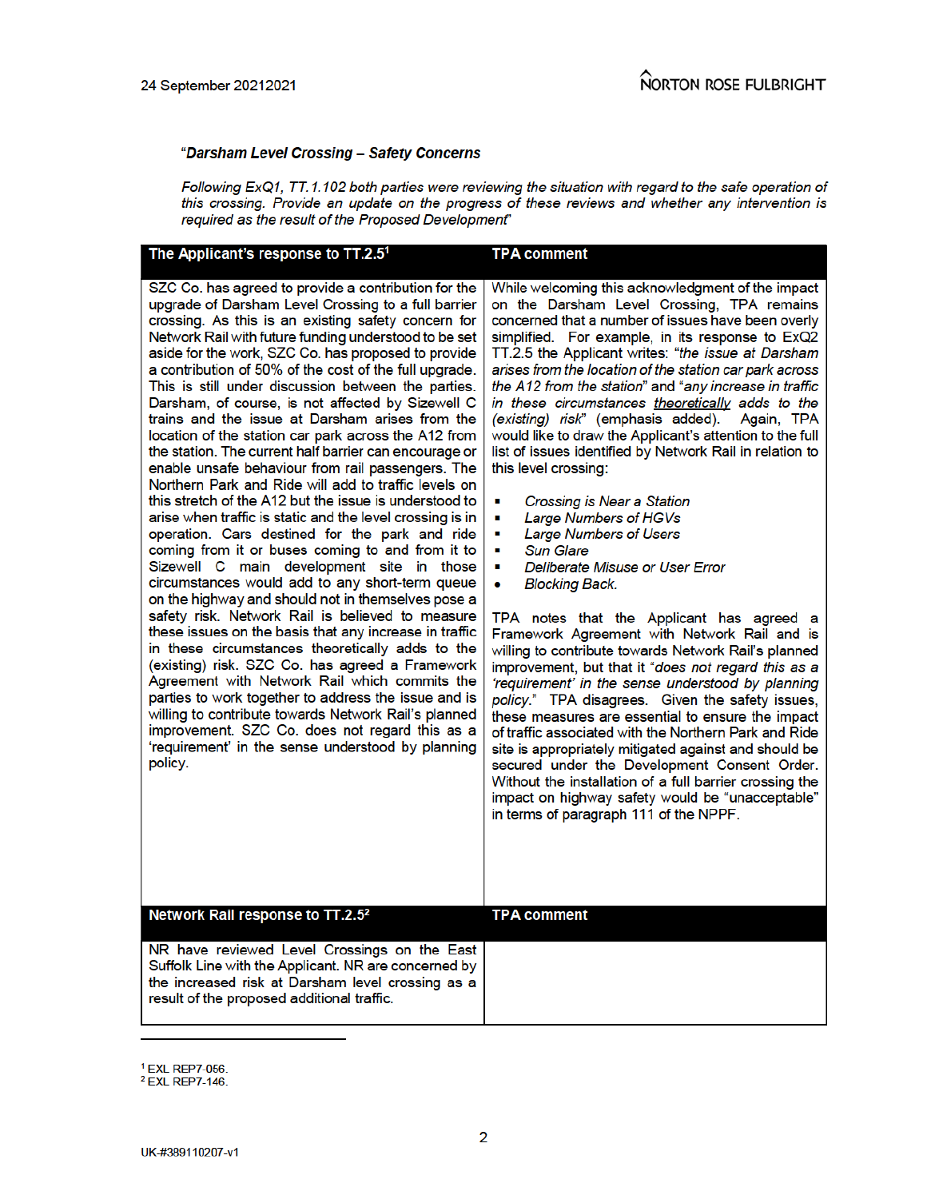"*Darsham Level Crossing – Safety Concerns*

*Following ExQ1, TT.1.102 both parties were reviewing the situation with regard to the safe operation of this crossing. Provide an update on the progress of these reviews and whether any intervention is required as the result of the Proposed Development*"

| The Applicant's response to TT.2.5[1] | TPA comment |
|---|---|
| SZC Co. has agreed to provide a contribution for the upgrade of Darsham Level Crossing to a full barrier crossing. As this is an existing safety concern for Network Rail with future funding understood to be set aside for the work, SZC Co. has proposed to provide a contribution of 50% of the cost of the full upgrade. This is still under discussion between the parties. Darsham, of course, is not affected by Sizewell C trains and the issue at Darsham arises from the location of the station car park across the A12 from the station. The current half barrier can encourage or enable unsafe behaviour from rail passengers. The Northern Park and Ride will add to traffic levels on this stretch of the A12 but the issue is understood to arise when traffic is static and the level crossing is in operation. Cars destined for the park and ride coming from it or buses coming to and from it to Sizewell C main development site in those circumstances would add to any short-term queue on the highway and should not in themselves pose a safety risk. Network Rail is believed to measure these issues on the basis that any increase in traffic in these circumstances theoretically adds to the (existing) risk. SZC Co. has agreed a Framework Agreement with Network Rail which commits the parties to work together to address the issue and is willing to contribute towards Network Rail's planned improvement. SZC Co. does not regard this as a 'requirement' in the sense understood by planning policy. | While welcoming this acknowledgment of the impact on the Darsham Level Crossing, TPA remains concerned that a number of issues have been overly simplified. For example, in its response to ExQ2 TT.2.5 the Applicant writes: "*the issue at Darsham arises from the location of the station car park across the A12 from the station*" and "*any increase in traffic in these circumstances <u>theoretically</u> adds to the (existing) risk*" (emphasis added). Again, TPA would like to draw the Applicant's attention to the full list of issues identified by Network Rail in relation to this level crossing:<br><br>▪ *Crossing is Near a Station*<br>▪ *Large Numbers of HGVs*<br>▪ *Large Numbers of Users*<br>▪ *Sun Glare*<br>▪ *Deliberate Misuse or User Error*<br>• *Blocking Back.*<br><br>TPA notes that the Applicant has agreed a Framework Agreement with Network Rail and is willing to contribute towards Network Rail's planned improvement, but that it "*does not regard this as a 'requirement' in the sense understood by planning policy.*" TPA disagrees. Given the safety issues, these measures are essential to ensure the impact of traffic associated with the Northern Park and Ride site is appropriately mitigated against and should be secured under the Development Consent Order. Without the installation of a full barrier crossing the impact on highway safety would be "unacceptable" in terms of paragraph 111 of the NPPF. |
| **Network Rail response to TT.2.5[2]** | **TPA comment** |
| NR have reviewed Level Crossings on the East Suffolk Line with the Applicant. NR are concerned by the increased risk at Darsham level crossing as a result of the proposed additional traffic. | |

[1] EXL REP7-056.
[2] EXL REP7-146.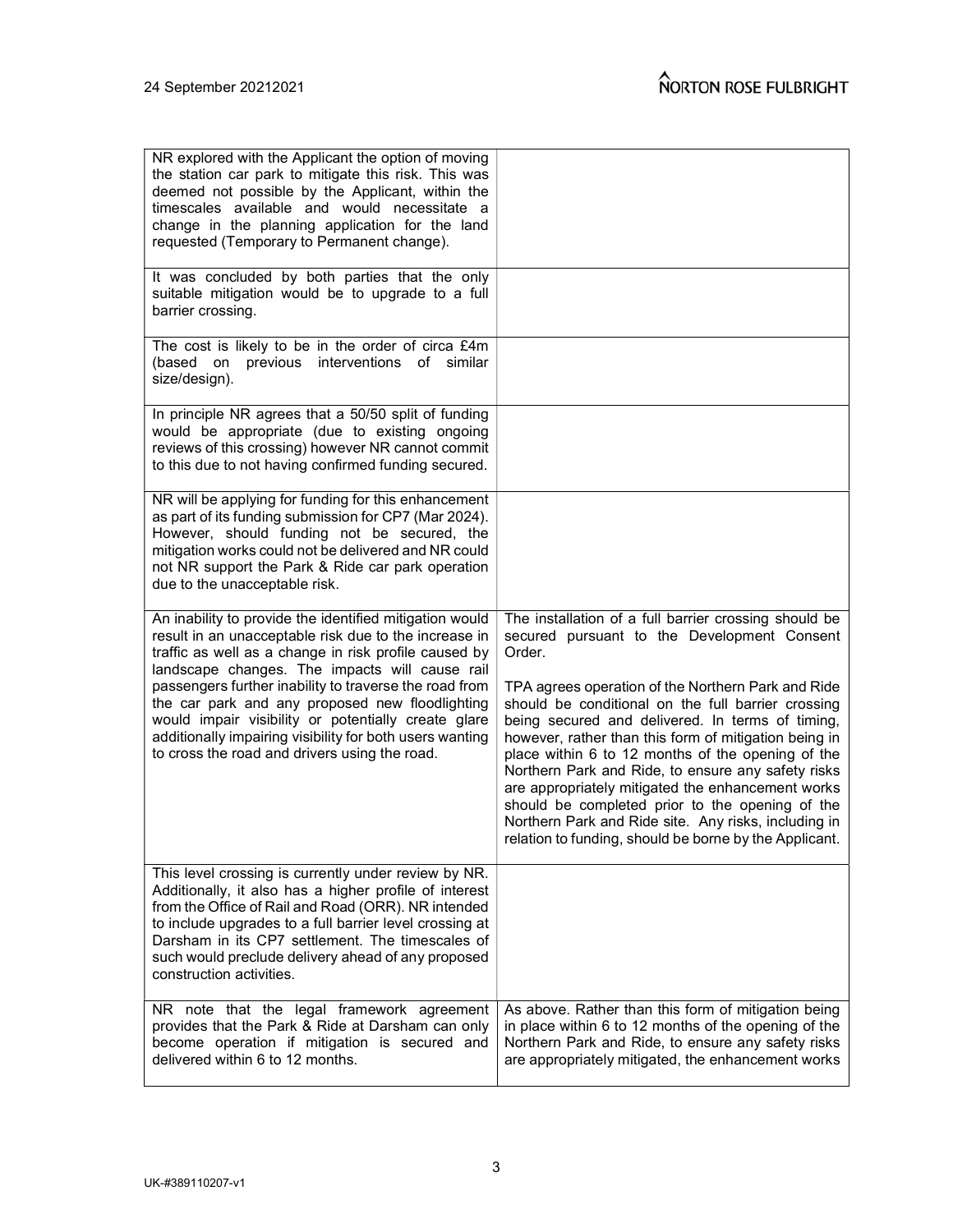| | |
|---|---|
| NR explored with the Applicant the option of moving the station car park to mitigate this risk. This was deemed not possible by the Applicant, within the timescales available and would necessitate a change in the planning application for the land requested (Temporary to Permanent change). | |
| It was concluded by both parties that the only suitable mitigation would be to upgrade to a full barrier crossing. | |
| The cost is likely to be in the order of circa £4m (based on previous interventions of similar size/design). | |
| In principle NR agrees that a 50/50 split of funding would be appropriate (due to existing ongoing reviews of this crossing) however NR cannot commit to this due to not having confirmed funding secured. | |
| NR will be applying for funding for this enhancement as part of its funding submission for CP7 (Mar 2024). However, should funding not be secured, the mitigation works could not be delivered and NR could not NR support the Park & Ride car park operation due to the unacceptable risk. | |
| An inability to provide the identified mitigation would result in an unacceptable risk due to the increase in traffic as well as a change in risk profile caused by landscape changes. The impacts will cause rail passengers further inability to traverse the road from the car park and any proposed new floodlighting would impair visibility or potentially create glare additionally impairing visibility for both users wanting to cross the road and drivers using the road. | The installation of a full barrier crossing should be secured pursuant to the Development Consent Order.<br><br>TPA agrees operation of the Northern Park and Ride should be conditional on the full barrier crossing being secured and delivered. In terms of timing, however, rather than this form of mitigation being in place within 6 to 12 months of the opening of the Northern Park and Ride, to ensure any safety risks are appropriately mitigated the enhancement works should be completed prior to the opening of the Northern Park and Ride site. Any risks, including in relation to funding, should be borne by the Applicant. |
| This level crossing is currently under review by NR. Additionally, it also has a higher profile of interest from the Office of Rail and Road (ORR). NR intended to include upgrades to a full barrier level crossing at Darsham in its CP7 settlement. The timescales of such would preclude delivery ahead of any proposed construction activities. | |
| NR note that the legal framework agreement provides that the Park & Ride at Darsham can only become operation if mitigation is secured and delivered within 6 to 12 months. | As above. Rather than this form of mitigation being in place within 6 to 12 months of the opening of the Northern Park and Ride, to ensure any safety risks are appropriately mitigated, the enhancement works |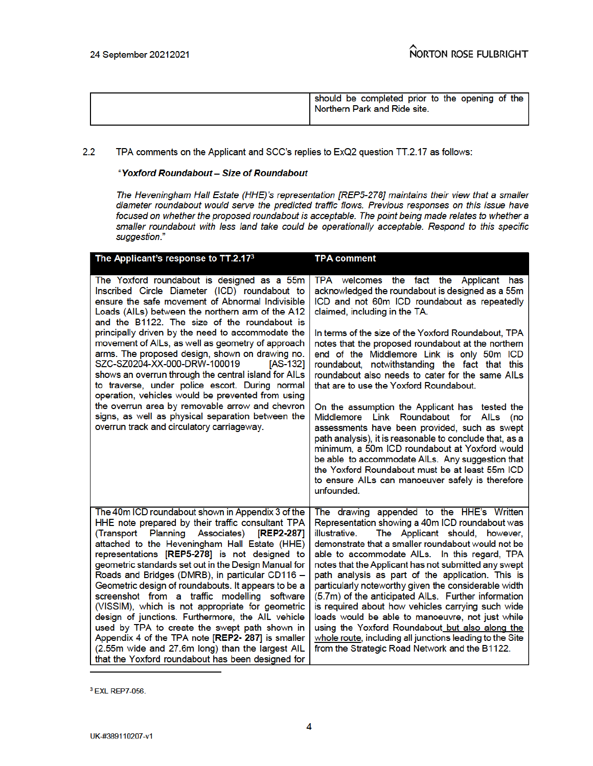| | should be completed prior to the opening of the Northern Park and Ride site. |
|---|---|

2.2 TPA comments on the Applicant and SCC's replies to ExQ2 question TT.2.17 as follows:

"***Yoxford Roundabout – Size of Roundabout***

*The Heveningham Hall Estate (HHE)'s representation [REP5-278] maintains their view that a smaller diameter roundabout would serve the predicted traffic flows. Previous responses on this issue have focused on whether the proposed roundabout is acceptable. The point being made relates to whether a smaller roundabout with less land take could be operationally acceptable. Respond to this specific suggestion.*"

| The Applicant's response to TT.2.17[3] | TPA comment |
|---|---|
| The Yoxford roundabout is designed as a 55m Inscribed Circle Diameter (ICD) roundabout to ensure the safe movement of Abnormal Indivisible Loads (AILs) between the northern arm of the A12 and the B1122. The size of the roundabout is principally driven by the need to accommodate the movement of AILs, as well as geometry of approach arms. The proposed design, shown on drawing no. SZC-SZ0204-XX-000-DRW-100019 [AS-132] shows an overrun through the central island for AILs to traverse, under police escort. During normal operation, vehicles would be prevented from using the overrun area by removable arrow and chevron signs, as well as physical separation between the overrun track and circulatory carriageway. | TPA welcomes the fact the Applicant has acknowledged the roundabout is designed as a 55m ICD and not 60m ICD roundabout as repeatedly claimed, including in the TA.<br><br>In terms of the size of the Yoxford Roundabout, TPA notes that the proposed roundabout at the northern end of the Middlemore Link is only 50m ICD roundabout, notwithstanding the fact that this roundabout also needs to cater for the same AILs that are to use the Yoxford Roundabout.<br><br>On the assumption the Applicant has tested the Middlemore Link Roundabout for AILs (no assessments have been provided, such as swept path analysis), it is reasonable to conclude that, as a minimum, a 50m ICD roundabout at Yoxford would be able to accommodate AILs. Any suggestion that the Yoxford Roundabout must be at least 55m ICD to ensure AILs can manoeuver safely is therefore unfounded. |
| The 40m ICD roundabout shown in Appendix 3 of the HHE note prepared by their traffic consultant TPA (Transport Planning Associates) **[REP2-287]** attached to the Heveningham Hall Estate (HHE) representations **[REP5-278]** is not designed to geometric standards set out in the Design Manual for Roads and Bridges (DMRB), in particular CD116 – Geometric design of roundabouts. It appears to be a screenshot from a traffic modelling software (VISSIM), which is not appropriate for geometric design of junctions. Furthermore, the AIL vehicle used by TPA to create the swept path shown in Appendix 4 of the TPA note **[REP2- 287]** is smaller (2.55m wide and 27.6m long) than the largest AIL that the Yoxford roundabout has been designed for | The drawing appended to the HHE's Written Representation showing a 40m ICD roundabout was illustrative. The Applicant should, however, demonstrate that a smaller roundabout would not be able to accommodate AILs. In this regard, TPA notes that the Applicant has not submitted any swept path analysis as part of the application. This is particularly noteworthy given the considerable width (5.7m) of the anticipated AILs. Further information is required about how vehicles carrying such wide loads would be able to manoeuvre, not just while using the Yoxford Roundabout <u>but also along the whole route</u>, including all junctions leading to the Site from the Strategic Road Network and the B1122. |

[3] EXL REP7-056.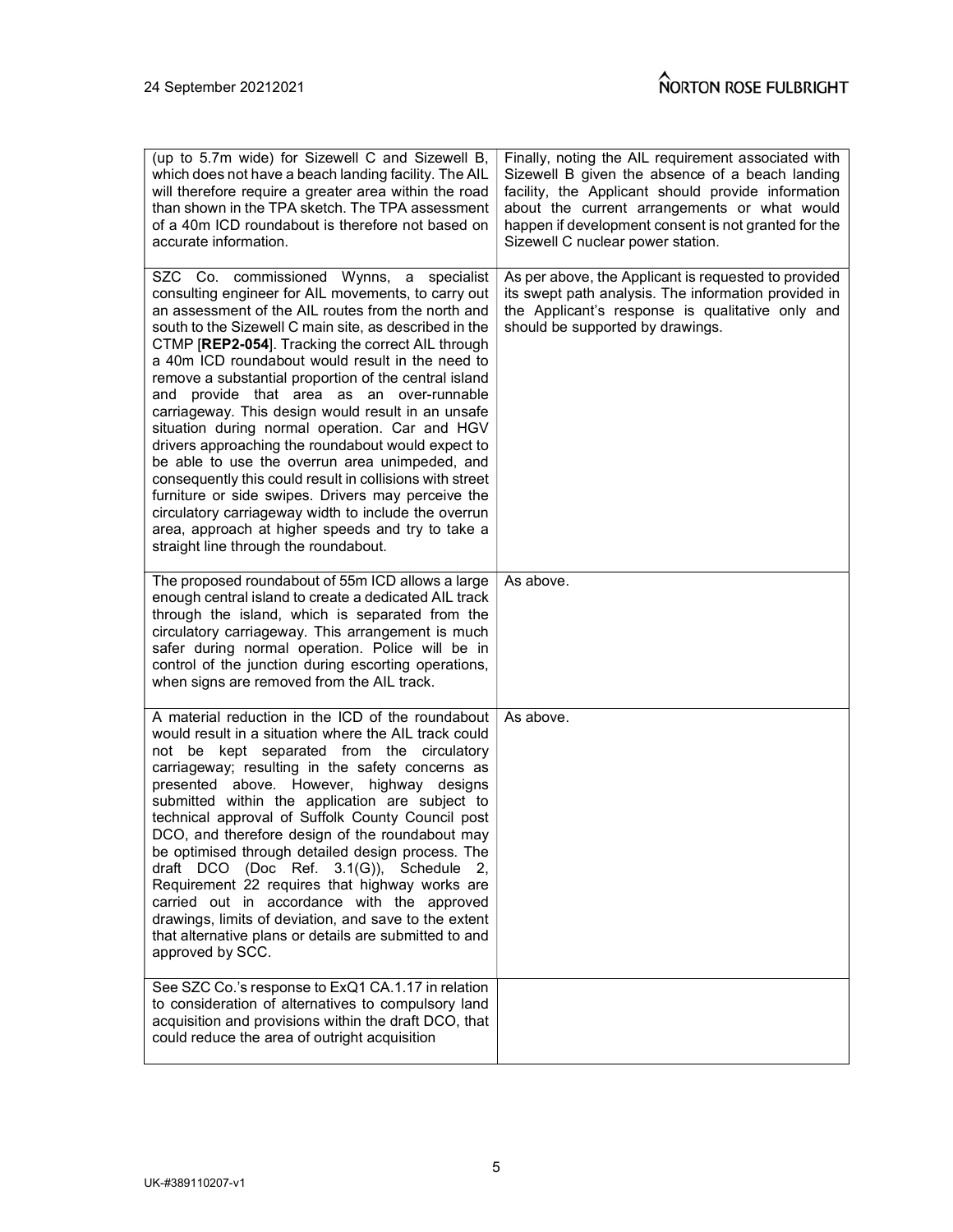| | |
|---|---|
| (up to 5.7m wide) for Sizewell C and Sizewell B, which does not have a beach landing facility. The AIL will therefore require a greater area within the road than shown in the TPA sketch. The TPA assessment of a 40m ICD roundabout is therefore not based on accurate information. | Finally, noting the AIL requirement associated with Sizewell B given the absence of a beach landing facility, the Applicant should provide information about the current arrangements or what would happen if development consent is not granted for the Sizewell C nuclear power station. |
| SZC Co. commissioned Wynns, a specialist consulting engineer for AIL movements, to carry out an assessment of the AIL routes from the north and south to the Sizewell C main site, as described in the CTMP [**REP2-054**]. Tracking the correct AIL through a 40m ICD roundabout would result in the need to remove a substantial proportion of the central island and provide that area as an over-runnable carriageway. This design would result in an unsafe situation during normal operation. Car and HGV drivers approaching the roundabout would expect to be able to use the overrun area unimpeded, and consequently this could result in collisions with street furniture or side swipes. Drivers may perceive the circulatory carriageway width to include the overrun area, approach at higher speeds and try to take a straight line through the roundabout. | As per above, the Applicant is requested to provided its swept path analysis. The information provided in the Applicant's response is qualitative only and should be supported by drawings. |
| The proposed roundabout of 55m ICD allows a large enough central island to create a dedicated AIL track through the island, which is separated from the circulatory carriageway. This arrangement is much safer during normal operation. Police will be in control of the junction during escorting operations, when signs are removed from the AIL track. | As above. |
| A material reduction in the ICD of the roundabout would result in a situation where the AIL track could not be kept separated from the circulatory carriageway; resulting in the safety concerns as presented above. However, highway designs submitted within the application are subject to technical approval of Suffolk County Council post DCO, and therefore design of the roundabout may be optimised through detailed design process. The draft DCO (Doc Ref. 3.1(G)), Schedule 2, Requirement 22 requires that highway works are carried out in accordance with the approved drawings, limits of deviation, and save to the extent that alternative plans or details are submitted to and approved by SCC. | As above. |
| See SZC Co.'s response to ExQ1 CA.1.17 in relation to consideration of alternatives to compulsory land acquisition and provisions within the draft DCO, that could reduce the area of outright acquisition | |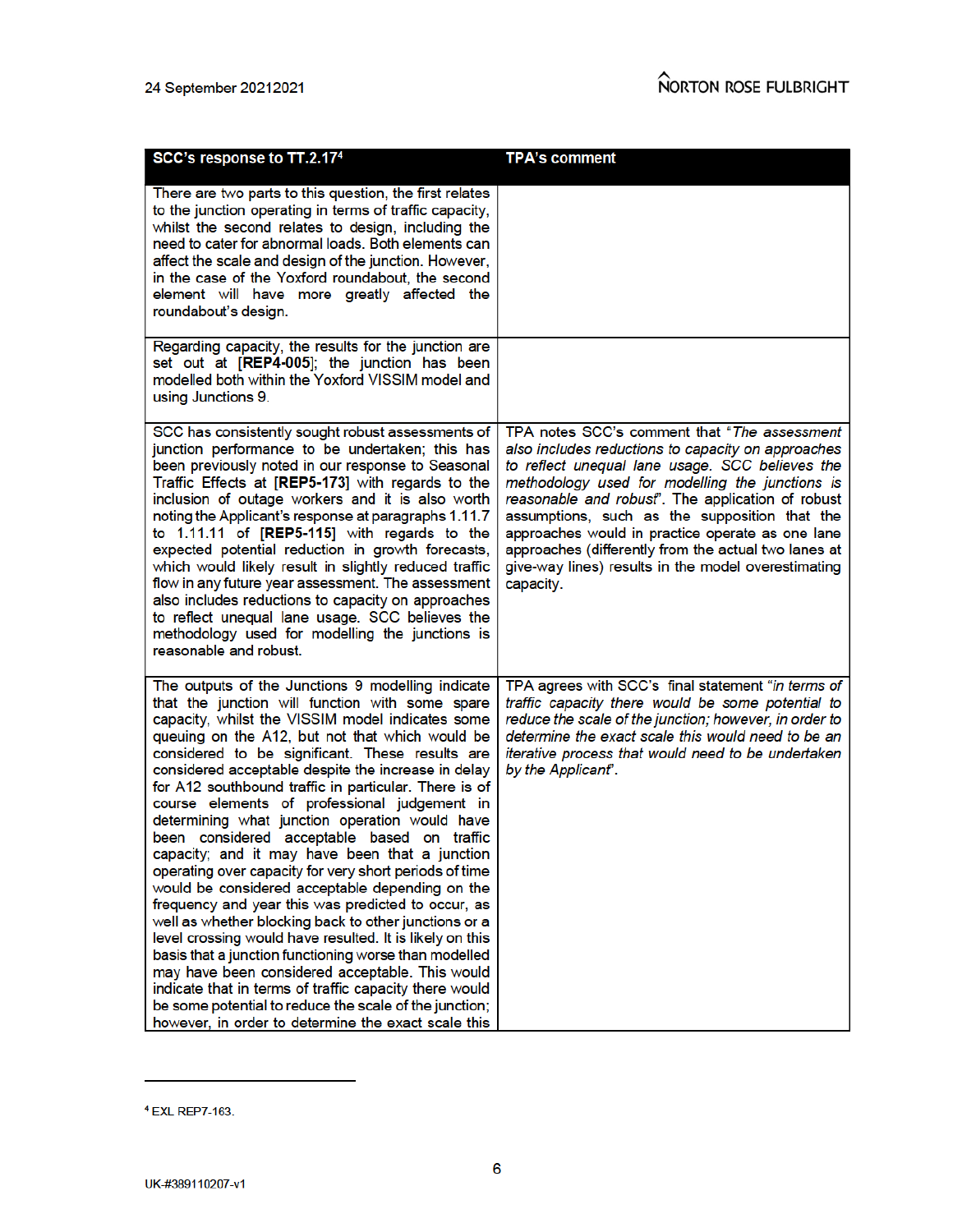| SCC's response to TT.2.17[4] | TPA's comment |
|---|---|
| There are two parts to this question, the first relates to the junction operating in terms of traffic capacity, whilst the second relates to design, including the need to cater for abnormal loads. Both elements can affect the scale and design of the junction. However, in the case of the Yoxford roundabout, the second element will have more greatly affected the roundabout's design. | |
| Regarding capacity, the results for the junction are set out at **[REP4-005]**; the junction has been modelled both within the Yoxford VISSIM model and using Junctions 9. | |
| SCC has consistently sought robust assessments of junction performance to be undertaken; this has been previously noted in our response to Seasonal Traffic Effects at **[REP5-173]** with regards to the inclusion of outage workers and it is also worth noting the Applicant's response at paragraphs 1.11.7 to 1.11.11 of **[REP5-115]** with regards to the expected potential reduction in growth forecasts, which would likely result in slightly reduced traffic flow in any future year assessment. The assessment also includes reductions to capacity on approaches to reflect unequal lane usage. SCC believes the methodology used for modelling the junctions is reasonable and robust. | TPA notes SCC's comment that "*The assessment also includes reductions to capacity on approaches to reflect unequal lane usage. SCC believes the methodology used for modelling the junctions is reasonable and robust*". The application of robust assumptions, such as the supposition that the approaches would in practice operate as one lane approaches (differently from the actual two lanes at give-way lines) results in the model overestimating capacity. |
| The outputs of the Junctions 9 modelling indicate that the junction will function with some spare capacity, whilst the VISSIM model indicates some queuing on the A12, but not that which would be considered to be significant. These results are considered acceptable despite the increase in delay for A12 southbound traffic in particular. There is of course elements of professional judgement in determining what junction operation would have been considered acceptable based on traffic capacity; and it may have been that a junction operating over capacity for very short periods of time would be considered acceptable depending on the frequency and year this was predicted to occur, as well as whether blocking back to other junctions or a level crossing would have resulted. It is likely on this basis that a junction functioning worse than modelled may have been considered acceptable. This would indicate that in terms of traffic capacity there would be some potential to reduce the scale of the junction; however, in order to determine the exact scale this | TPA agrees with SCC's final statement "*in terms of traffic capacity there would be some potential to reduce the scale of the junction; however, in order to determine the exact scale this would need to be an iterative process that would need to be undertaken by the Applicant*". |

[4] EXL REP7-163.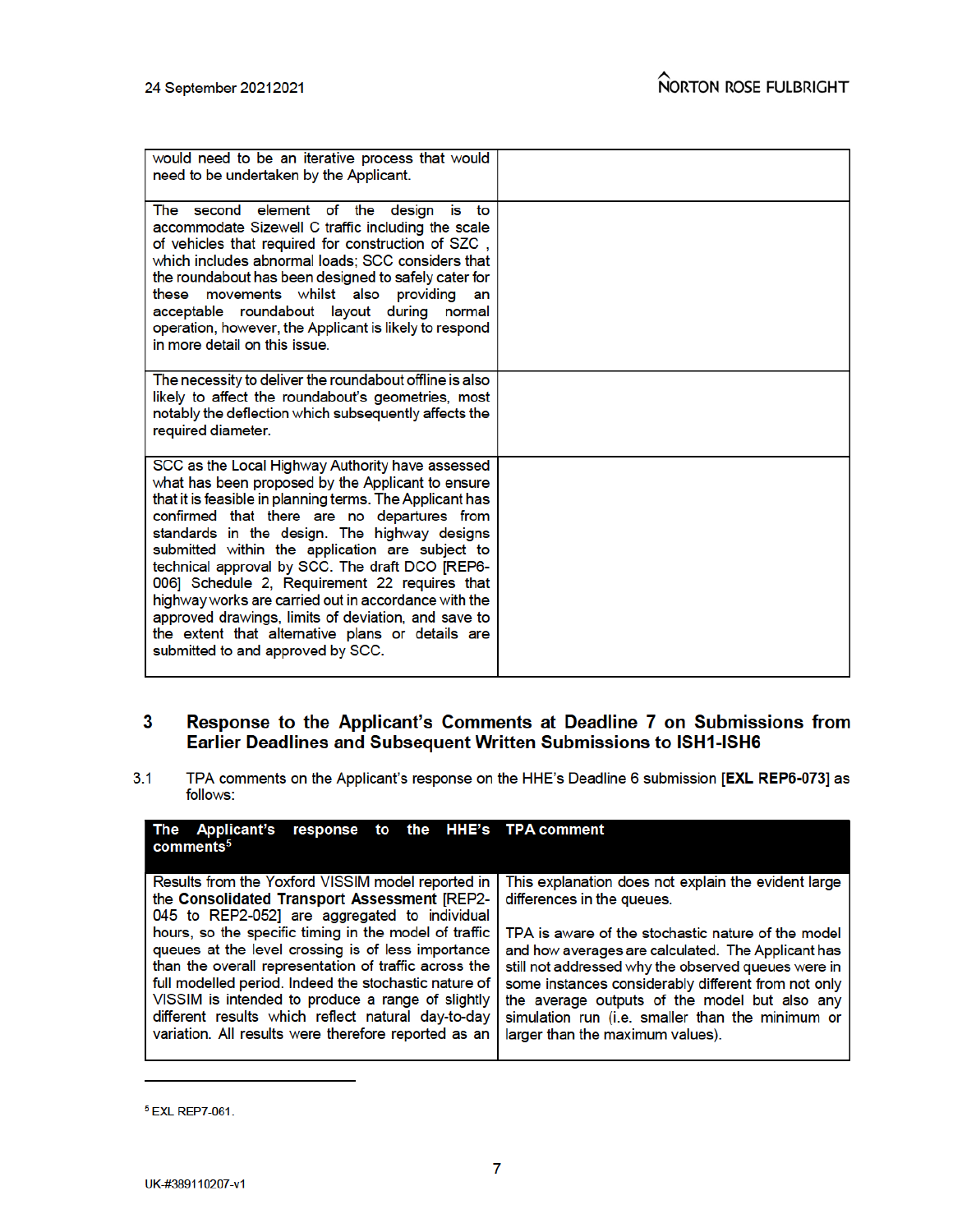| | |
|---|---|
| would need to be an iterative process that would need to be undertaken by the Applicant. | |
| The second element of the design is to accommodate Sizewell C traffic including the scale of vehicles that required for construction of SZC , which includes abnormal loads; SCC considers that the roundabout has been designed to safely cater for these movements whilst also providing an acceptable roundabout layout during normal operation, however, the Applicant is likely to respond in more detail on this issue. | |
| The necessity to deliver the roundabout offline is also likely to affect the roundabout's geometries, most notably the deflection which subsequently affects the required diameter. | |
| SCC as the Local Highway Authority have assessed what has been proposed by the Applicant to ensure that it is feasible in planning terms. The Applicant has confirmed that there are no departures from standards in the design. The highway designs submitted within the application are subject to technical approval by SCC. The draft DCO [REP6-006] Schedule 2, Requirement 22 requires that highway works are carried out in accordance with the approved drawings, limits of deviation, and save to the extent that alternative plans or details are submitted to and approved by SCC. | |

## 3 Response to the Applicant's Comments at Deadline 7 on Submissions from Earlier Deadlines and Subsequent Written Submissions to ISH1-ISH6

3.1 TPA comments on the Applicant's response on the HHE's Deadline 6 submission [**EXL REP6-073**] as follows:

| The Applicant's response to the HHE's comments[5] | TPA comment |
|---|---|
| Results from the Yoxford VISSIM model reported in the **Consolidated Transport Assessment** [REP2-045 to REP2-052] are aggregated to individual hours, so the specific timing in the model of traffic queues at the level crossing is of less importance than the overall representation of traffic across the full modelled period. Indeed the stochastic nature of VISSIM is intended to produce a range of slightly different results which reflect natural day-to-day variation. All results were therefore reported as an | This explanation does not explain the evident large differences in the queues.<br><br>TPA is aware of the stochastic nature of the model and how averages are calculated. The Applicant has still not addressed why the observed queues were in some instances considerably different from not only the average outputs of the model but also any simulation run (i.e. smaller than the minimum or larger than the maximum values). |

[5] EXL REP7-061.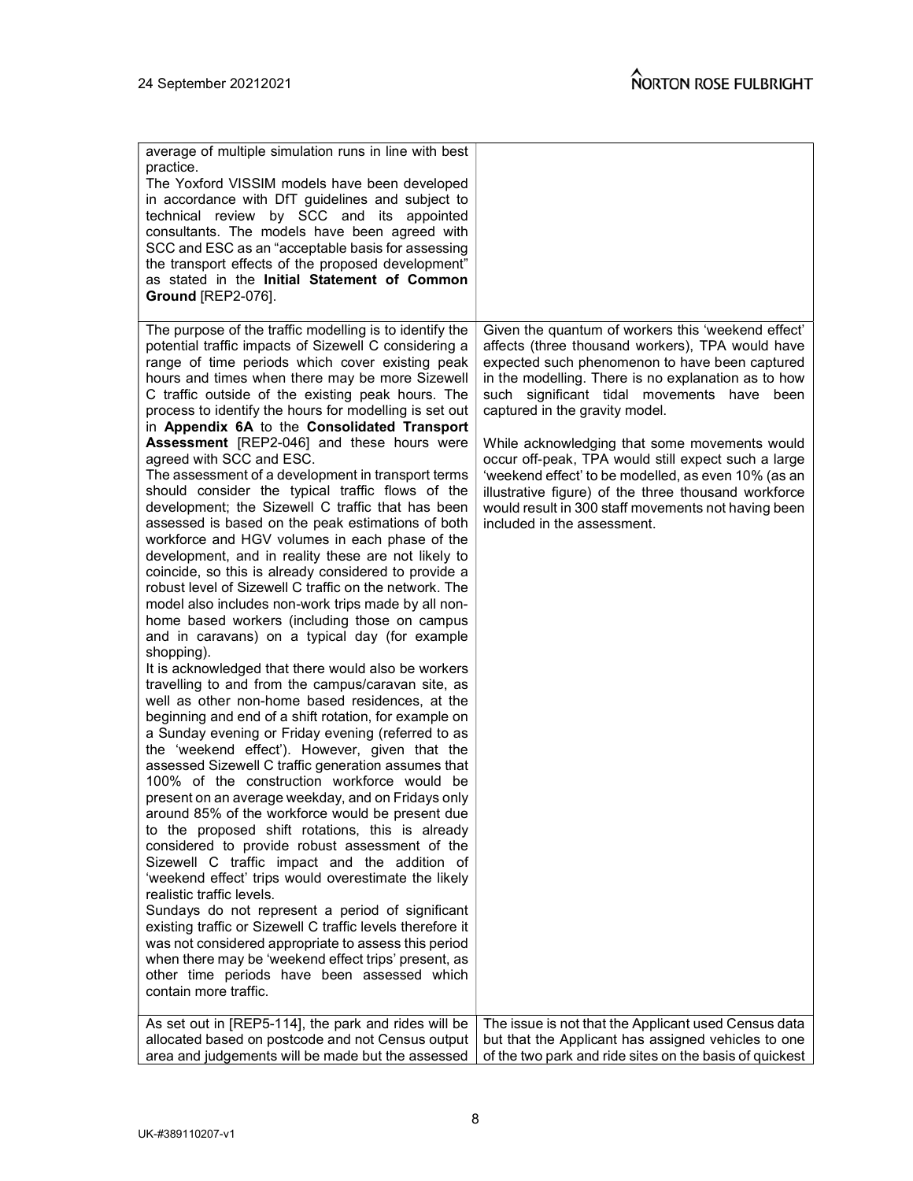| | |
|---|---|
| average of multiple simulation runs in line with best practice.<br>The Yoxford VISSIM models have been developed in accordance with DfT guidelines and subject to technical review by SCC and its appointed consultants. The models have been agreed with SCC and ESC as an "acceptable basis for assessing the transport effects of the proposed development" as stated in the **Initial Statement of Common Ground** [REP2-076]. | |
| The purpose of the traffic modelling is to identify the potential traffic impacts of Sizewell C considering a range of time periods which cover existing peak hours and times when there may be more Sizewell C traffic outside of the existing peak hours. The process to identify the hours for modelling is set out in **Appendix 6A** to the **Consolidated Transport Assessment** [REP2-046] and these hours were agreed with SCC and ESC.<br>The assessment of a development in transport terms should consider the typical traffic flows of the development; the Sizewell C traffic that has been assessed is based on the peak estimations of both workforce and HGV volumes in each phase of the development, and in reality these are not likely to coincide, so this is already considered to provide a robust level of Sizewell C traffic on the network. The model also includes non-work trips made by all non-home based workers (including those on campus and in caravans) on a typical day (for example shopping).<br>It is acknowledged that there would also be workers travelling to and from the campus/caravan site, as well as other non-home based residences, at the beginning and end of a shift rotation, for example on a Sunday evening or Friday evening (referred to as the 'weekend effect'). However, given that the assessed Sizewell C traffic generation assumes that 100% of the construction workforce would be present on an average weekday, and on Fridays only around 85% of the workforce would be present due to the proposed shift rotations, this is already considered to provide robust assessment of the Sizewell C traffic impact and the addition of 'weekend effect' trips would overestimate the likely realistic traffic levels.<br>Sundays do not represent a period of significant existing traffic or Sizewell C traffic levels therefore it was not considered appropriate to assess this period when there may be 'weekend effect trips' present, as other time periods have been assessed which contain more traffic. | Given the quantum of workers this 'weekend effect' affects (three thousand workers), TPA would have expected such phenomenon to have been captured in the modelling. There is no explanation as to how such significant tidal movements have been captured in the gravity model.<br><br>While acknowledging that some movements would occur off-peak, TPA would still expect such a large 'weekend effect' to be modelled, as even 10% (as an illustrative figure) of the three thousand workforce would result in 300 staff movements not having been included in the assessment. |
| As set out in [REP5-114], the park and rides will be allocated based on postcode and not Census output area and judgements will be made but the assessed | The issue is not that the Applicant used Census data but that the Applicant has assigned vehicles to one of the two park and ride sites on the basis of quickest |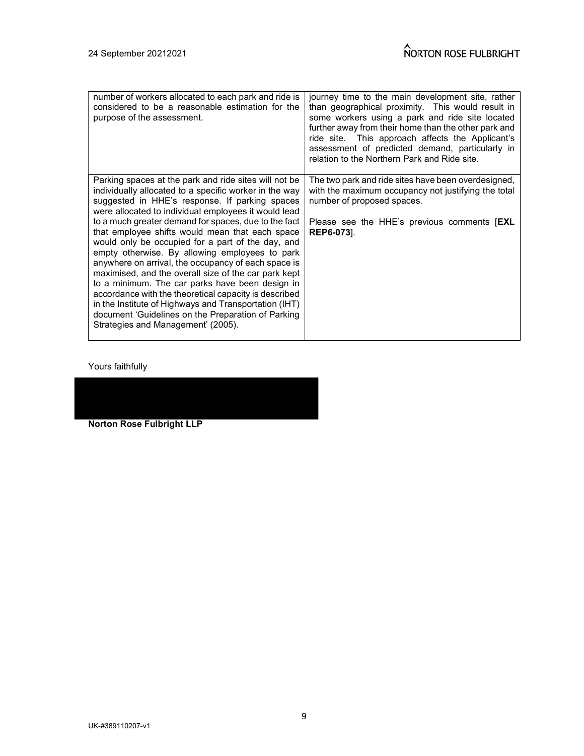| | |
|---|---|
| number of workers allocated to each park and ride is considered to be a reasonable estimation for the purpose of the assessment. | journey time to the main development site, rather than geographical proximity. This would result in some workers using a park and ride site located further away from their home than the other park and ride site. This approach affects the Applicant's assessment of predicted demand, particularly in relation to the Northern Park and Ride site. |
| Parking spaces at the park and ride sites will not be individually allocated to a specific worker in the way suggested in HHE's response. If parking spaces were allocated to individual employees it would lead to a much greater demand for spaces, due to the fact that employee shifts would mean that each space would only be occupied for a part of the day, and empty otherwise. By allowing employees to park anywhere on arrival, the occupancy of each space is maximised, and the overall size of the car park kept to a minimum. The car parks have been design in accordance with the theoretical capacity is described in the Institute of Highways and Transportation (IHT) document 'Guidelines on the Preparation of Parking Strategies and Management' (2005). | The two park and ride sites have been overdesigned, with the maximum occupancy not justifying the total number of proposed spaces.<br><br>Please see the HHE's previous comments [**EXL REP6-073**]. |

Yours faithfully

**Norton Rose Fulbright LLP**